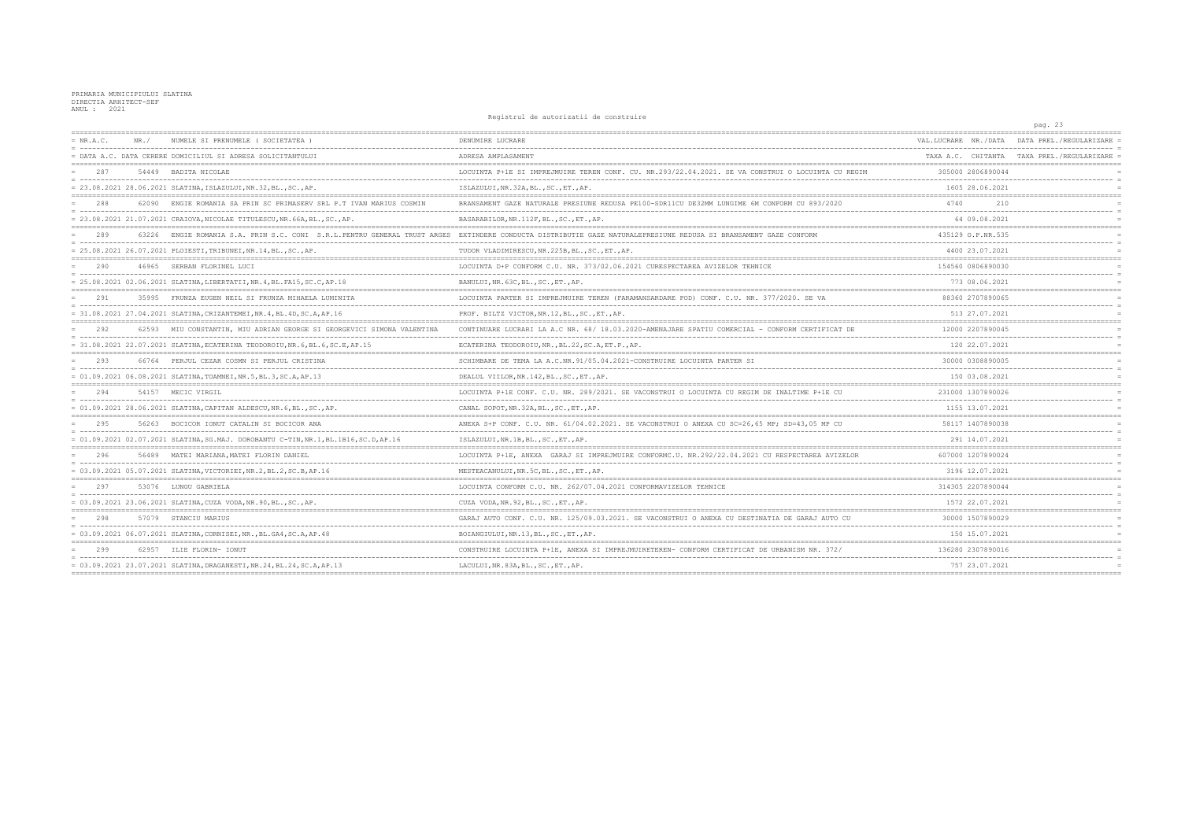PRIMARIA MUNICIPIULUI SLATINA
DIRECTIA ARHITECT-SEF
ANUL : 2021

Registrul de autorizatii de construire

| NR.A.C. / DATA A.C. | NR./ DATA CERERE | NUMELE SI PRENUMELE ( SOCIETATEA ) / DOMICILIUL SI ADRESA SOLICITANTULUI | DENUMIRE LUCRARE / ADRESA AMPLASAMENT | VAL.LUCRARE / TAXA A.C. | NR./DATA CHITANTA | DATA PREL./REGULARIZARE / TAXA PREL./REGULARIZARE |
|---|---|---|---|---|---|---|
| 287 | 54449 | BADITA NICOLAE | LOCUINTA P+1E SI IMPREJMUIRE TEREN CONF. CU. NR.293/22.04.2021. SE VA CONSTRUI O LOCUINTA CU REGIM | 305000 | 2806890044 | |
| 23.08.2021 | 28.06.2021 | SLATINA,ISLAZULUI,NR.32,BL.,SC.,AP. | ISLAZULUI,NR.32A,BL.,SC.,ET.,AP. | 1605 | 28.06.2021 | |
| 288 | 62090 | ENGIE ROMANIA SA PRIN SC PRIMASERV SRL P.T IVAN MARIUS COSMIN | BRANSAMENT GAZE NATURALE PRESIUNE REDUSA PE100-SDR11CU DE32MM LUNGIME 6M CONFORM CU 893/2020 | 4740 | 210 | |
| 23.08.2021 | 21.07.2021 | CRAIOVA,NICOLAE TITULESCU,NR.66A,BL.,SC.,AP. | BASARABILOR,NR.112F,BL.,SC.,ET.,AP. | 64 | 09.08.2021 | |
| 289 | 63226 | ENGIE ROMANIA S.A. PRIN S.C. CONI S.R.L.PENTRU GENERAL TRUST ARGES | EXTINDERE CONDUCTA DISTRIBUTIE GAZE NATURALEPRESIUNE REDUSA SI BRANSAMENT GAZE CONFORM | 435129 | O.P.NR.535 | |
| 25.08.2021 | 26.07.2021 | PLOIESTI,TRIBUNEI,NR.14,BL.,SC.,AP. | TUDOR VLADIMIRESCU,NR.225B,BL.,SC.,ET.,AP. | 4400 | 23.07.2021 | |
| 290 | 46965 | SERBAN FLORINEL LUCI | LOCUINTA D+P CONFORM C.U. NR. 373/02.06.2021 CURESFECTAREA AVIZELOR TEHNICE | 154560 | 0806890030 | |
| 25.08.2021 | 02.06.2021 | SLATINA,LIBERTATII,NR.4,BL.FA15,SC.C,AP.18 | BANULUI,NR.63C,BL.,SC.,ET.,AP. | 773 | 08.06.2021 | |
| 291 | 35995 | FRUNZA EUGEN NEIL SI FRUNZA MIHAELA LUMINITA | LOCUINTA PARTER SI IMPREJMUIRE TEREN (FARAMANSARDARE POD) CONF. C.U. NR. 377/2020. SE VA | 88360 | 2707890065 | |
| 31.08.2021 | 27.04.2021 | SLATINA,CRIZANTEMEI,NR.4,BL.4D,SC.A,AP.16 | PROF. BILTZ VICTOR,NR.12,BL.,SC.,ET.,AP. | 513 | 27.07.2021 | |
| 292 | 62593 | MIU CONSTANTIN, MIU ADRIAN GEORGE SI GEORGEVICI SIMONA VALENTINA | CONTINUARE LUCRARI LA A.C NR. 68/ 18.03.2020-AMENAJARE SPATIU COMERCIAL - CONFORM CERTIFICAT DE | 12000 | 2207890045 | |
| 31.08.2021 | 22.07.2021 | SLATINA,ECATERINA TEODOROIU,NR.6,BL.6,SC.E,AP.15 | ECATERINA TEODOROIU,NR.,BL.22,SC.A,ET.P.,AP. | 120 | 22.07.2021 | |
| 293 | 66764 | PERJUL CEZAR COSMN SI PERJUL CRISTINA | SCHIMBARE DE TEMA LA A.C.NR.91/05.04.2021-CONSTRUIRE LOCUINTA PARTER SI | 30000 | 0308890005 | |
| 01.09.2021 | 06.08.2021 | SLATINA,TOAMNEI,NR.5,BL.3,SC.A,AP.13 | DEALUL VIILOR,NR.142,BL.,SC.,ET.,AP. | 150 | 03.08.2021 | |
| 294 | 54157 | MECIC VIRGIL | LOCUINTA P+1E CONF. C.U. NR. 289/2021. SE VACONSTRUI O LOCUINTA CU REGIM DE INALTIME P+1E CU | 231000 | 1307890026 | |
| 01.09.2021 | 28.06.2021 | SLATINA,CAPITAN ALDESCU,NR.6,BL.,SC.,AP. | CANAL SOPOT,NR.32A,BL.,SC.,ET.,AP. | 1155 | 13.07.2021 | |
| 295 | 56263 | BOCICOR IONUT CATALIN SI BOCICOR ANA | ANEXA S+P CONF. C.U. NR. 61/04.02.2021. SE VACONSTRUI O ANEXA CU SC=26,65 MP; SD=43,05 MP CU | 58117 | 1407890038 | |
| 01.09.2021 | 02.07.2021 | SLATINA,SG.MAJ. DOROBANTU C-TIN,NR.1,BL.1B16,SC.D,AP.16 | ISLAZULUI,NR.1B,BL.,SC.,ET.,AP. | 291 | 14.07.2021 | |
| 296 | 56489 | MATEI MARIANA,MATEI FLORIN DANIEL | LOCUINTA P+1E, ANEXA GARAJ SI IMPREJMUIRE CONFORMC.U. NR.292/22.04.2021 CU RESPECTAREA AVIZELOR | 607000 | 1207890024 | |
| 03.09.2021 | 05.07.2021 | SLATINA,VICTORIEI,NR.2,BL.2,SC.B,AP.16 | MESTEACANULUI,NR.5C,BL.,SC.,ET.,AP. | 3196 | 12.07.2021 | |
| 297 | 53076 | LUNGU GABRIELA | LOCUINTA CONFORM C.U. NR. 262/07.04.2021 CONFORMAVIZELOR TEHNICE | 314305 | 2207890044 | |
| 03.09.2021 | 23.06.2021 | SLATINA,CUZA VODA,NR.90,BL.,SC.,AP. | CUZA VODA,NR.92,BL.,SC.,ET.,AP. | 1572 | 22.07.2021 | |
| 298 | 57079 | STANCIU MARIUS | GARAJ AUTO CONF. C.U. NR. 125/09.03.2021. SE VACONSTRUI O ANEXA CU DESTINATIA DE GARAJ AUTO CU | 30000 | 1507890029 | |
| 03.09.2021 | 06.07.2021 | SLATINA,CORNISEI,NR.,BL.GA4,SC.A,AP.48 | BOIANGIULUI,NR.13,BL.,SC.,ET.,AP. | 150 | 15.07.2021 | |
| 299 | 62957 | ILIE FLORIN- IONUT | CONSTRUIRE LOCUINTA P+1E, ANEXA SI IMPREJMUIRETEREN- CONFORM CERTIFICAT DE URBANISM NR. 372/ | 136280 | 2307890016 | |
| 03.09.2021 | 23.07.2021 | SLATINA,DRAGANESTI,NR.24,BL.24,SC.A,AP.13 | LACULUI,NR.83A,BL.,SC.,ET.,AP. | 757 | 23.07.2021 | |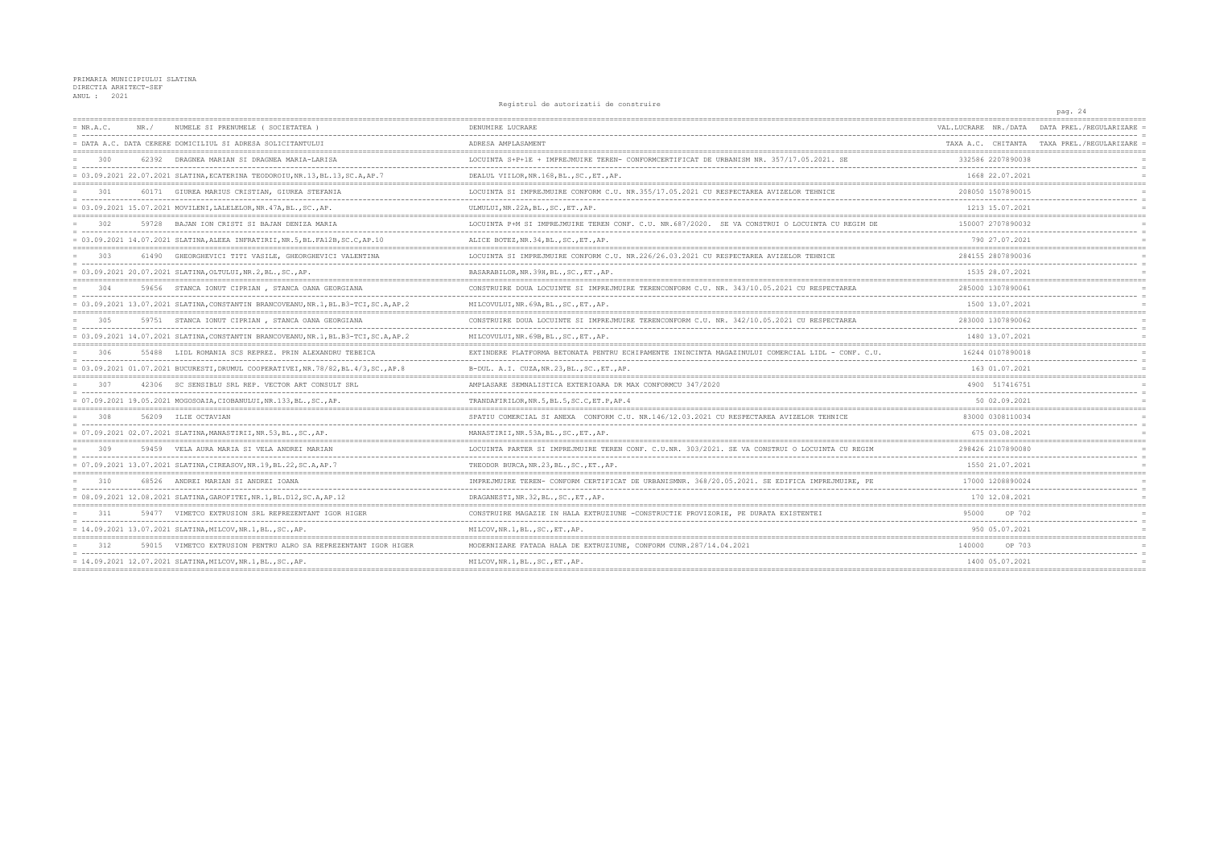PRIMARIA MUNICIPIULUI SLATINA
DIRECTIA ARHITECT-SEF
ANUL : 2021

Registrul de autorizatii de construire

| NR.A.C. / DATA A.C. | NR./ DATA CERERE | NUMELE SI PRENUMELE ( SOCIETATEA ) / DOMICILIUL SI ADRESA SOLICITANTULUI | DENUMIRE LUCRARE / ADRESA AMPLASAMENT | VAL.LUCRARE / TAXA A.C. | NR./DATA CHITANTA | DATA PREL./REGULARIZARE / TAXA PREL./REGULARIZARE |
|---|---|---|---|---|---|---|
| 300 | 62392 | DRAGNEA MARIAN SI DRAGNEA MARIA-LARISA | LOCUINTA S+P+1E + IMPREJMUIRE TEREN- CONFORMCERTIFICAT DE URBANISM NR. 357/17.05.2021. SE | 332586 | 2207890038 | |
| 03.09.2021 | 22.07.2021 | SLATINA,ECATERINA TEODOROIU,NR.13,BL.13,SC.A,AP.7 | DEALUL VIILOR,NR.168,BL.,SC.,ET.,AP. | 1668 | 22.07.2021 | |
| 301 | 60171 | GIUREA MARIUS CRISTIAN, GIUREA STEFANIA | LOCUINTA SI IMPREJMUIRE CONFORM C.U. NR.355/17.05.2021 CU RESPECTAREA AVIZELOR TEHNICE | 208050 | 1507890015 | |
| 03.09.2021 | 15.07.2021 | MOVILENI,LALELELOR,NR.47A,BL.,SC.,AP. | ULMULUI,NR.22A,BL.,SC.,ET.,AP. | 1213 | 15.07.2021 | |
| 302 | 59728 | BAJAN ION CRISTI SI BAJAN DENIZA MARIA | LOCUINTA P+M SI IMPREJMUIRE TEREN CONF. C.U. NR.687/2020. SE VA CONSTRUI O LOCUINTA CU REGIM DE | 150007 | 2707890032 | |
| 03.09.2021 | 14.07.2021 | SLATINA,ALEEA INFRATIRII,NR.5,BL.FA12B,SC.C,AP.10 | ALICE BOTEZ,NR.34,BL.,SC.,ET.,AP. | 790 | 27.07.2021 | |
| 303 | 61490 | GHEORGHEVICI TITI VASILE, GHEORGHEVICI VALENTINA | LOCUINTA SI IMPREJMUIRE CONFORM C.U. NR.226/26.03.2021 CU RESPECTAREA AVIZELOR TEHNICE | 284155 | 2807890036 | |
| 03.09.2021 | 20.07.2021 | SLATINA,OLTULUI,NR.2,BL.,SC.,AP. | BASARABILOR,NR.39H,BL.,SC.,ET.,AP. | 1535 | 28.07.2021 | |
| 304 | 59656 | STANCA IONUT CIPRIAN , STANCA OANA GEORGIANA | CONSTRUIRE DOUA LOCUINTE SI IMPREJMUIRE TERENCONFORM C.U. NR. 343/10.05.2021 CU RESPECTAREA | 285000 | 1307890061 | |
| 03.09.2021 | 13.07.2021 | SLATINA,CONSTANTIN BRANCOVEANU,NR.1,BL.B3-TCI,SC.A,AP.2 | MILCOVULUI,NR.69A,BL.,SC.,ET.,AP. | 1500 | 13.07.2021 | |
| 305 | 59751 | STANCA IONUT CIPRIAN , STANCA OANA GEORGIANA | CONSTRUIRE DOUA LOCUINTE SI IMPREJMUIRE TERENCONFORM C.U. NR. 342/10.05.2021 CU RESPECTAREA | 283000 | 1307890062 | |
| 03.09.2021 | 14.07.2021 | SLATINA,CONSTANTIN BRANCOVEANU,NR.1,BL.B3-TCI,SC.A,AP.2 | MILCOVULUI,NR.69B,BL.,SC.,ET.,AP. | 1480 | 13.07.2021 | |
| 306 | 55488 | LIDL ROMANIA SCS REPREZ. PRIN ALEXANDRU TEBEICA | EXTINDERE PLATFORMA BETONATA PENTRU ECHIPAMENTE ININCINTA MAGAZINULUI COMERCIAL LIDL - CONF. C.U. | 16244 | 0107890018 | |
| 03.09.2021 | 01.07.2021 | BUCURESTI,DRUMUL COOPERATIVEI,NR.78/82,BL.4/3,SC.,AP.8 | B-DUL. A.I. CUZA,NR.23,BL.,SC.,ET.,AP. | 163 | 01.07.2021 | |
| 307 | 42306 | SC SENSIBLU SRL REP. VECTOR ART CONSULT SRL | AMPLASARE SEMNALISTICA EXTERIOARA DR MAX CONFORMCU 347/2020 | 4900 | 517416751 | |
| 07.09.2021 | 19.05.2021 | MOGOSOAIA,CIOBANULUI,NR.133,BL.,SC.,AP. | TRANDAFIRILOR,NR.5,BL.5,SC.C,ET.P,AP.4 | 50 | 02.09.2021 | |
| 308 | 56209 | ILIE OCTAVIAN | SPATIU COMERCIAL SI ANEXA CONFORM C.U. NR.146/12.03.2021 CU RESPECTAREA AVIZELOR TEHNICE | 83000 | 0308110034 | |
| 07.09.2021 | 02.07.2021 | SLATINA,MANASTIRII,NR.53,BL.,SC.,AP. | MANASTIRII,NR.53A,BL.,SC.,ET.,AP. | 675 | 03.08.2021 | |
| 309 | 59459 | VELA AURA MARIA SI VELA ANDREI MARIAN | LOCUINTA PARTER SI IMPREJMUIRE TEREN CONF. C.U.NR. 303/2021. SE VA CONSTRUI O LOCUINTA CU REGIM | 298426 | 2107890080 | |
| 07.09.2021 | 13.07.2021 | SLATINA,CIREASOV,NR.19,BL.22,SC.A,AP.7 | THEODOR BURCA,NR.23,BL.,SC.,ET.,AP. | 1550 | 21.07.2021 | |
| 310 | 68526 | ANDREI MARIAN SI ANDREI IOANA | IMPREJMUIRE TEREN- CONFORM CERTIFICAT DE URBANISMNR. 368/20.05.2021. SE EDIFICA IMPREJMUIRE, PE | 17000 | 1208890024 | |
| 08.09.2021 | 12.08.2021 | SLATINA,GAROFITEI,NR.1,BL.D12,SC.A,AP.12 | DRAGANESTI,NR.32,BL.,SC.,ET.,AP. | 170 | 12.08.2021 | |
| 311 | 59477 | VIMETCO EXTRUSION SRL REPREZENTANT IGOR HIGER | CONSTRUIRE MAGAZIE IN HALA EXTRUZIUNE -CONSTRUCTIE PROVIZORIE, PE DURATA EXISTENTEI | 95000 | OP 702 | |
| 14.09.2021 | 13.07.2021 | SLATINA,MILCOV,NR.1,BL.,SC.,AP. | MILCOV,NR.1,BL.,SC.,ET.,AP. | 950 | 05.07.2021 | |
| 312 | 59015 | VIMETCO EXTRUSION PENTRU ALRO SA REPREZENTANT IGOR HIGER | MODERNIZARE FATADA HALA DE EXTRUZIUNE, CONFORM CUNR.287/14.04.2021 | 140000 | OP 703 | |
| 14.09.2021 | 12.07.2021 | SLATINA,MILCOV,NR.1,BL.,SC.,AP. | MILCOV,NR.1,BL.,SC.,ET.,AP. | 1400 | 05.07.2021 | |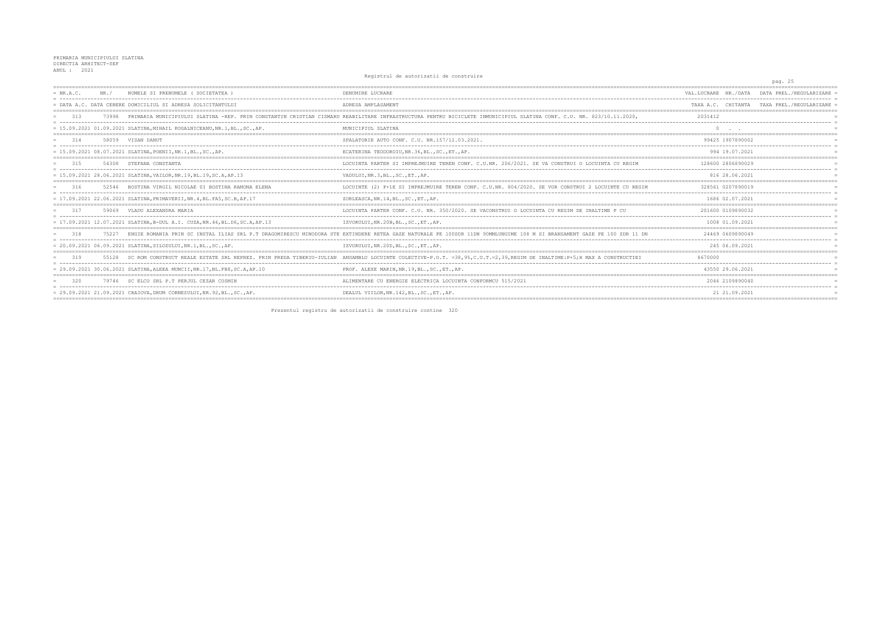PRIMARIA MUNICIPIULUI SLATINA
DIRECTIA ARHITECT-SEF
ANUL : 2021

Registrul de autorizatii de construire

| NR.A.C. / DATA A.C. | NR./ DATA CERERE | NUMELE SI PRENUMELE ( SOCIETATEA ) / DOMICILIUL SI ADRESA SOLICITANTULUI | DENUMIRE LUCRARE / ADRESA AMPLASAMENT | VAL.LUCRARE / TAXA A.C. | NR./DATA / CHITANTA | DATA PREL./REGULARIZARE / TAXA PREL./REGULARIZARE |
|---|---|---|---|---|---|---|
| 313 | 73998 | PRIMARIA MUNICIPIULUI SLATINA -REP. PRIN CONSTANTIN CRISTIAN CISMARU | REABILITARE INFRASTRUCTURA PENTRU BICICLETE INMUNICIPIUL SLATINA CONF. C.U. NR. 823/10.11.2020, | 2031412 | | |
| 15.09.2021 | 01.09.2021 | SLATINA,MIHAIL KOGALNICEANU,NR.1,BL.,SC.,AP. | MUNICIPIUL SLATINA | 0 | . . | |
| 314 | 58059 | VISAN DANUT | SPALATORIE AUTO CONF. C.U. NR.157/12.03.2021. | 99425 | 1907890002 | |
| 15.09.2021 | 08.07.2021 | SLATINA,POENII,NR.1,BL.,SC.,AP. | ECATERINA TEODOROIU,NR.36,BL.,SC.,ET.,AP. | 994 | 19.07.2021 | |
| 315 | 54308 | STEFANA CONSTANTA | LOCUINTA PARTER SI IMPREJMUIRE TEREN CONF. C.U.NR. 206/2021. SE VA CONSTRUI O LOCUINTA CU REGIM | 128600 | 2806890029 | |
| 15.09.2021 | 28.06.2021 | SLATINA,VAILOR,NR.19,BL.19,SC.A,AP.13 | VADULUI,NR.3,BL.,SC.,ET.,AP. | 816 | 28.06.2021 | |
| 316 | 52546 | BOSTINA VIRGIL NICOLAE SI BOSTINA RAMONA ELENA | LOCUINTE (2) P+1E SI IMPREJMUIRE TEREN CONF. C.U.NR. 804/2020. SE VOR CONSTRUI 2 LOCUINTE CU REGIM | 328561 | 0207890019 | |
| 17.09.2021 | 22.06.2021 | SLATINA,PRIMAVERII,NR.4,BL.FA5,SC.B,AP.17 | ZORLEASCA,NR.14,BL.,SC.,ET.,AP. | 1686 | 02.07.2021 | |
| 317 | 59069 | VLADU ALEXANDRA MARIA | LOCUINTA PARTER CONF. C.U. NR. 350/2020. SE VACONSTRUI O LOCUINTA CU REGIM DE INALTIME P CU | 201600 | 0109890032 | |
| 17.09.2021 | 12.07.2021 | SLATINA,B-DUL A.I. CUZA,NR.46,BL.D6,SC.A,AP.13 | IZVORULUI,NR.20B,BL.,SC.,ET.,AP. | 1008 | 01.09.2021 | |
| 318 | 75227 | ENGIE ROMANIA PRIN SC INSTAL ILIAS SRL P.T DRAGOMIRESCU MINODORA STE | EXTINDERE RETEA GAZE NATURALE PE 100SDR 11DN 90MMLUNGIME 108 M SI BRANSAMENT GAZE PE 100 SDR 11 DN | 24469 | 0609890049 | |
| 20.09.2021 | 06.09.2021 | SLATINA,SILOZULUI,NR.1,BL.,SC.,AP. | IZVORULUI,NR.20D,BL.,SC.,ET.,AP. | 245 | 06.09.2021 | |
| 319 | 55128 | SC ROM CONSTRUCT REALE ESTATE SRL REPREZ. PRIN PREDA TIBERIU-IULIAN | ANSAMBLU LOCUINTE COLECTIVE-P.O.T. =38,9%,C.U.T.=2,39,REGIM DE INALTIME:P+5;H MAX A CONSTRUCTIEI | 8670000 | | |
| 29.09.2021 | 30.06.2021 | SLATINA,ALEEA MUNCII,NR.17,BL.FB8,SC.A,AP.10 | PROF. ALEXE MARIN,NR.19,BL.,SC.,ET.,AP. | 43550 | 29.06.2021 | |
| 320 | 79746 | SC ELCO SRL P.T PERJUL CEZAR COSMIN | ALIMENTARE CU ENERGIE ELECTRICA LOCUINTA CONFORMCU 515/2021 | 2046 | 2109890040 | |
| 29.09.2021 | 21.09.2021 | CRAIOVA,DRUM CORNESULUI,NR.92,BL.,SC.,AP. | DEALUL VIILOR,NR.142,BL.,SC.,ET.,AP. | 21 | 21.09.2021 | |

Prezentul registru de autorizatii de construire contine 320